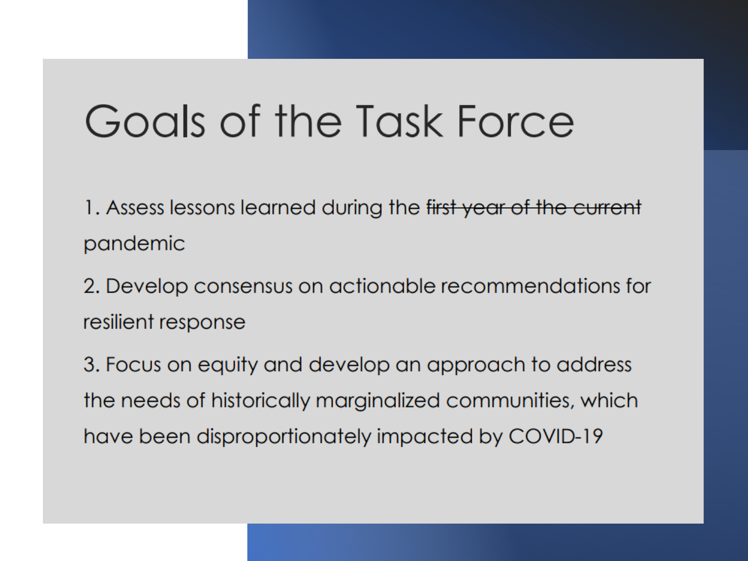# Goals of the Task Force

1. Assess lessons learned during the ~~first year of the current~~ pandemic

2. Develop consensus on actionable recommendations for resilient response

3. Focus on equity and develop an approach to address the needs of historically marginalized communities, which have been disproportionately impacted by COVID-19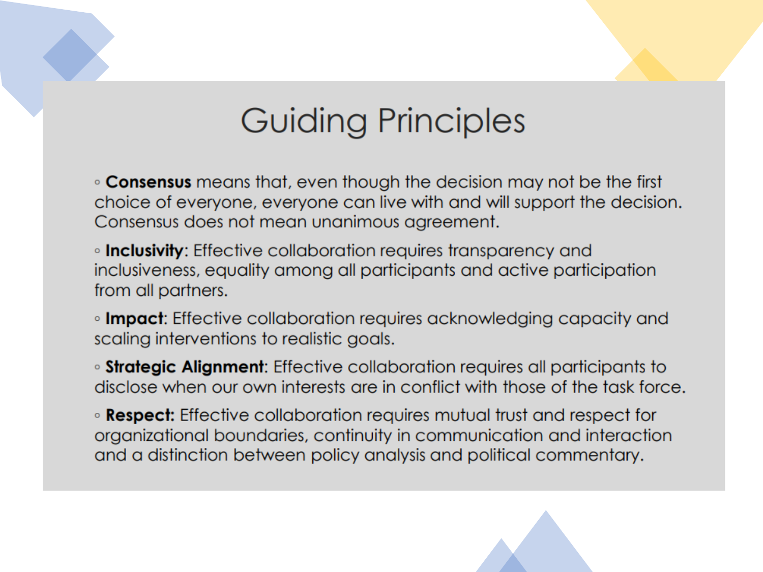# Guiding Principles

- **Consensus** means that, even though the decision may not be the first choice of everyone, everyone can live with and will support the decision. Consensus does not mean unanimous agreement.
- **Inclusivity**: Effective collaboration requires transparency and inclusiveness, equality among all participants and active participation from all partners.
- **Impact**: Effective collaboration requires acknowledging capacity and scaling interventions to realistic goals.
- **Strategic Alignment**: Effective collaboration requires all participants to disclose when our own interests are in conflict with those of the task force.
- **Respect:** Effective collaboration requires mutual trust and respect for organizational boundaries, continuity in communication and interaction and a distinction between policy analysis and political commentary.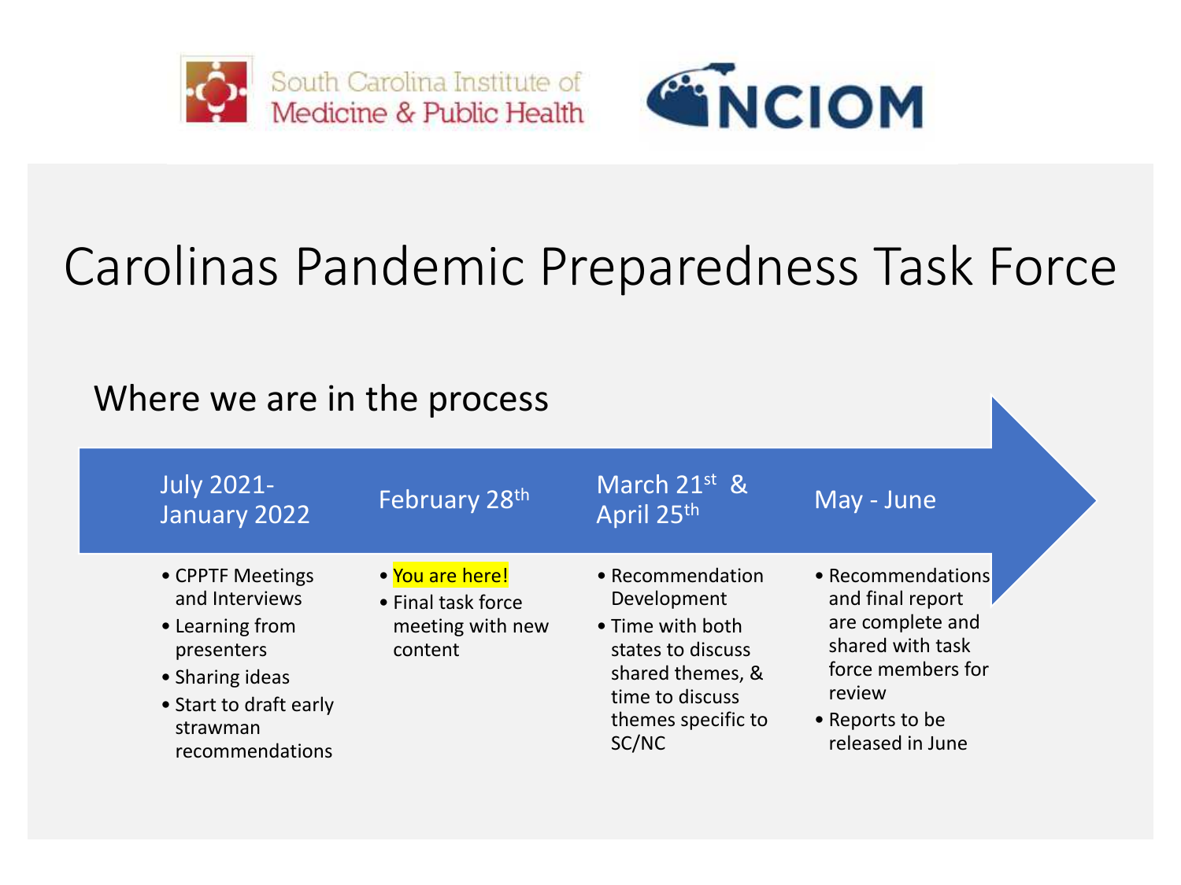South Carolina Institute of Medicine & Public Health

NCIOM

# Carolinas Pandemic Preparedness Task Force

## Where we are in the process

**July 2021-January 2022**

- CPPTF Meetings and Interviews
- Learning from presenters
- Sharing ideas
- Start to draft early strawman recommendations

**February 28th**

- You are here!
- Final task force meeting with new content

**March 21st & April 25th**

- Recommendation Development
- Time with both states to discuss shared themes, & time to discuss themes specific to SC/NC

**May - June**

- Recommendations and final report are complete and shared with task force members for review
- Reports to be released in June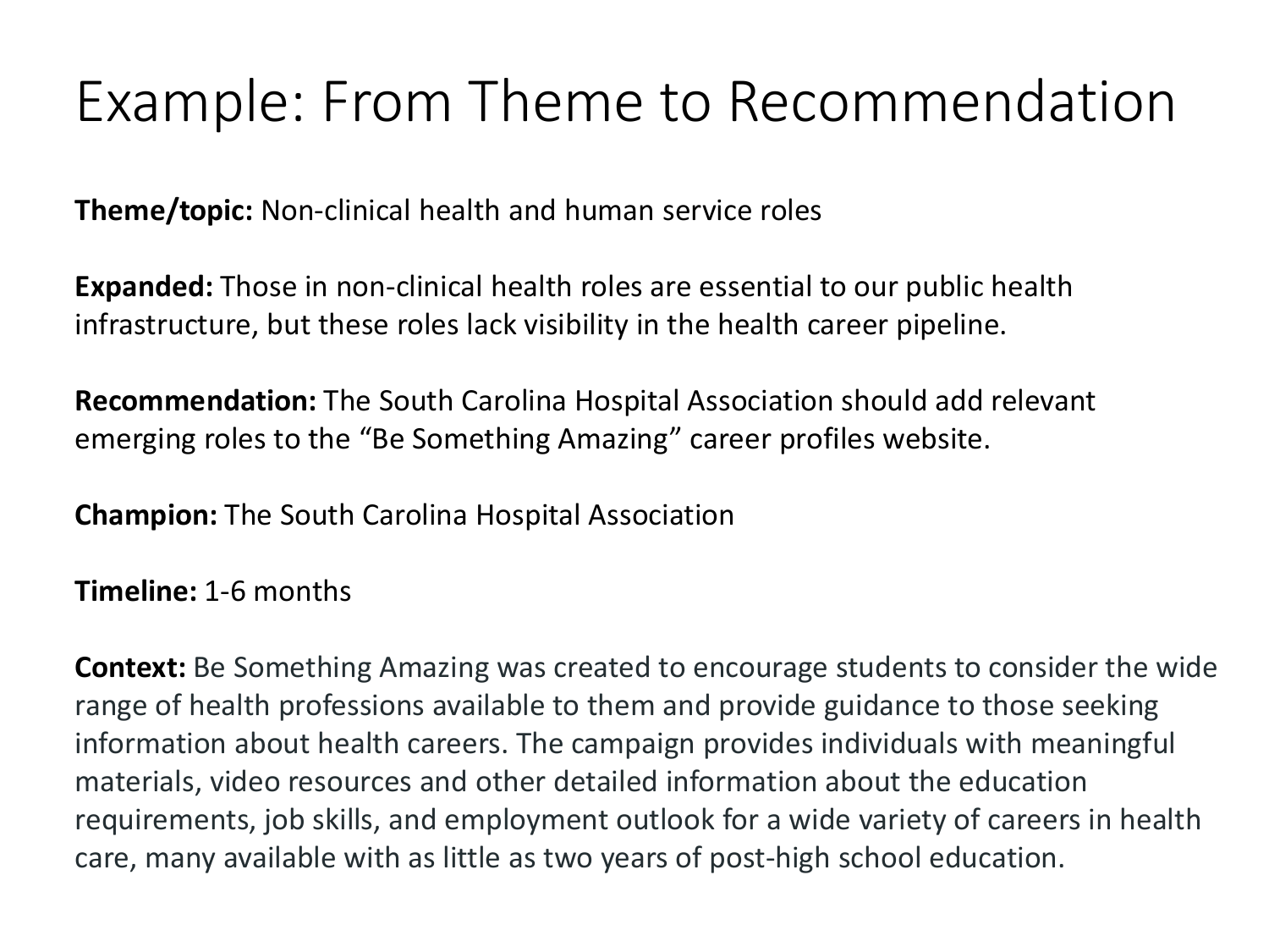# Example: From Theme to Recommendation

**Theme/topic:** Non-clinical health and human service roles

**Expanded:** Those in non-clinical health roles are essential to our public health infrastructure, but these roles lack visibility in the health career pipeline.

**Recommendation:** The South Carolina Hospital Association should add relevant emerging roles to the "Be Something Amazing" career profiles website.

**Champion:** The South Carolina Hospital Association

**Timeline:** 1-6 months

**Context:** Be Something Amazing was created to encourage students to consider the wide range of health professions available to them and provide guidance to those seeking information about health careers. The campaign provides individuals with meaningful materials, video resources and other detailed information about the education requirements, job skills, and employment outlook for a wide variety of careers in health care, many available with as little as two years of post-high school education.